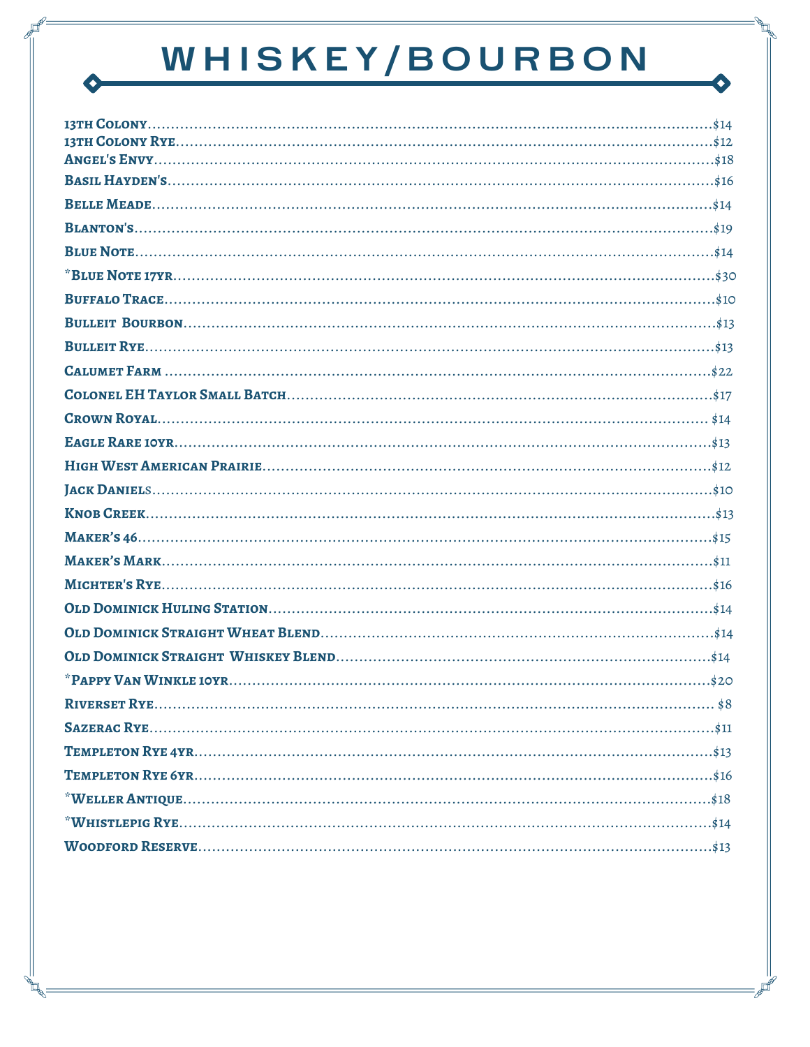# WHISKEY/BOURBON

13th Colony..........$14
13th Colony Rye..........$12
Angel's Envy..........$18
Basil Hayden's..........$16
Belle Meade..........$14
Blanton's..........$19
Blue Note..........$14
*Blue Note 17yr..........$30
Buffalo Trace..........$10
Bulleit Bourbon..........$13
Bulleit Rye..........$13
Calumet Farm..........$22
Colonel EH Taylor Small Batch..........$17
Crown Royal..........$14
Eagle Rare 10yr..........$13
High West American Prairie..........$12
Jack Daniels..........$10
Knob Creek..........$13
Maker's 46..........$15
Maker's Mark..........$11
Michter's Rye..........$16
Old Dominick Huling Station..........$14
Old Dominick Straight Wheat Blend..........$14
Old Dominick Straight Whiskey Blend..........$14
*Pappy Van Winkle 10yr..........$20
Riverset Rye..........$8
Sazerac Rye..........$11
Templeton Rye 4yr..........$13
Templeton Rye 6yr..........$16
*Weller Antique..........$18
*Whistlepig Rye..........$14
Woodford Reserve..........$13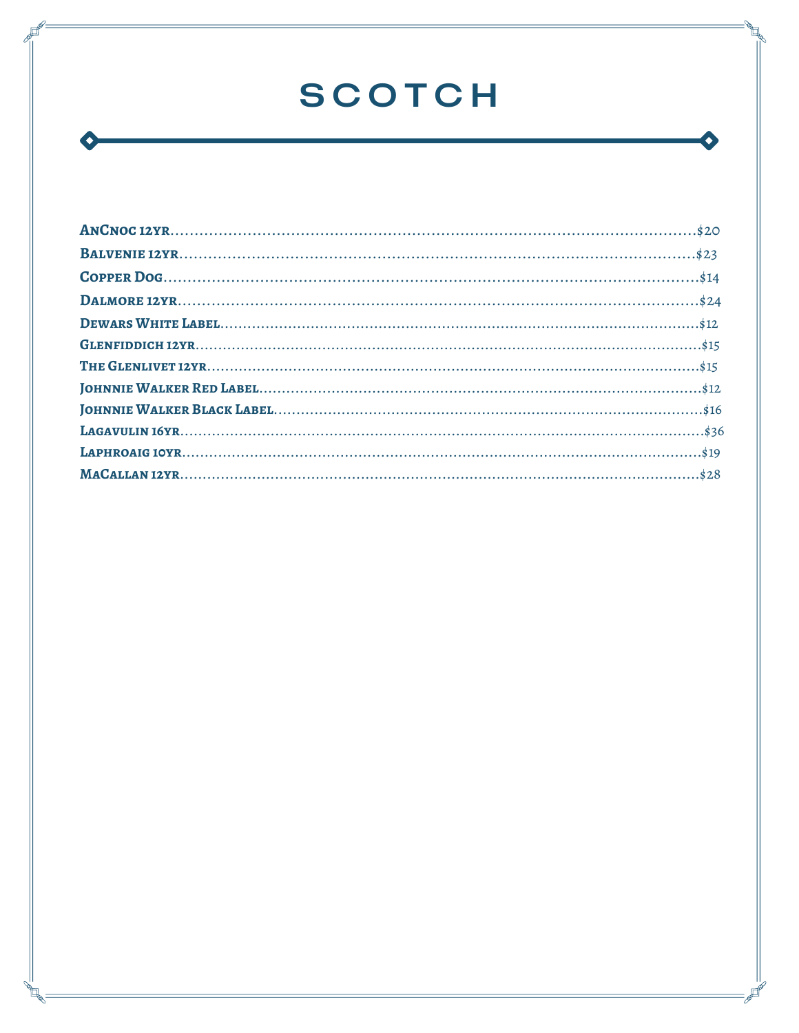# SCOTCH

**AnCnoc 12yr**........................................................$20
**Balvenie 12yr**........................................................$23
**Copper Dog**........................................................$14
**Dalmore 12yr**........................................................$24
**Dewars White Label**........................................................$12
**Glenfiddich 12yr**........................................................$15
**The Glenlivet 12yr**........................................................$15
**Johnnie Walker Red Label**........................................................$12
**Johnnie Walker Black Label**........................................................$16
**Lagavulin 16yr**........................................................$36
**Laphroaig 10yr**........................................................$19
**MaCallan 12yr**........................................................$28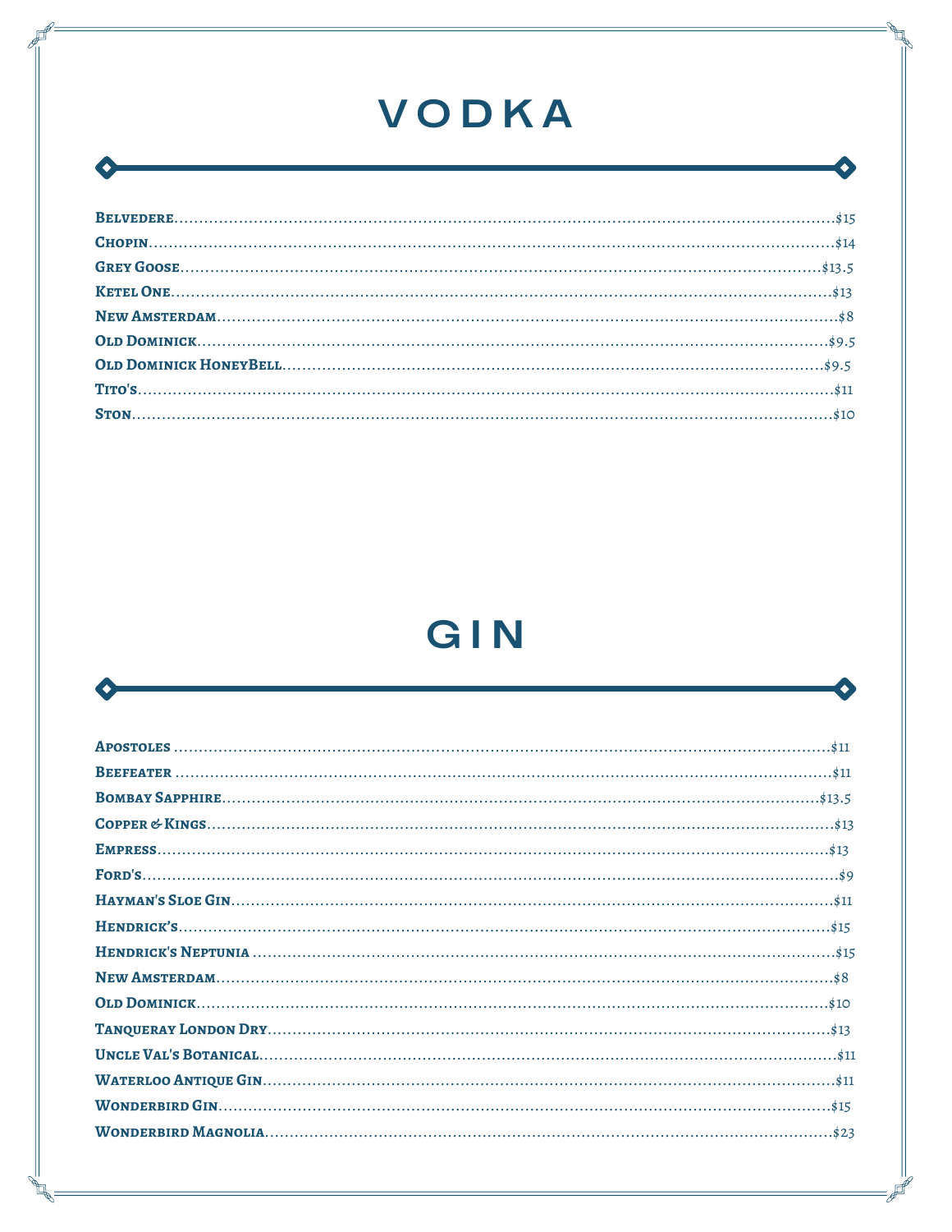# VODKA

**Belvedere**..........$15
**Chopin**..........$14
**Grey Goose**..........$13.5
**Ketel One**..........$13
**New Amsterdam**..........$8
**Old Dominick**..........$9.5
**Old Dominick HoneyBell**..........$9.5
**Tito's**..........$11
**Ston**..........$10

# GIN

**Apostoles** ..........$11
**Beefeater** ..........$11
**Bombay Sapphire**..........$13.5
**Copper & Kings**..........$13
**Empress**..........$13
**Ford's**..........$9
**Hayman's Sloe Gin**..........$11
**Hendrick's**..........$15
**Hendrick's Neptunia** ..........$15
**New Amsterdam**..........$8
**Old Dominick**..........$10
**Tanqueray London Dry**..........$13
**Uncle Val's Botanical**..........$11
**Waterloo Antique Gin**..........$11
**Wonderbird Gin**..........$15
**Wonderbird Magnolia**..........$23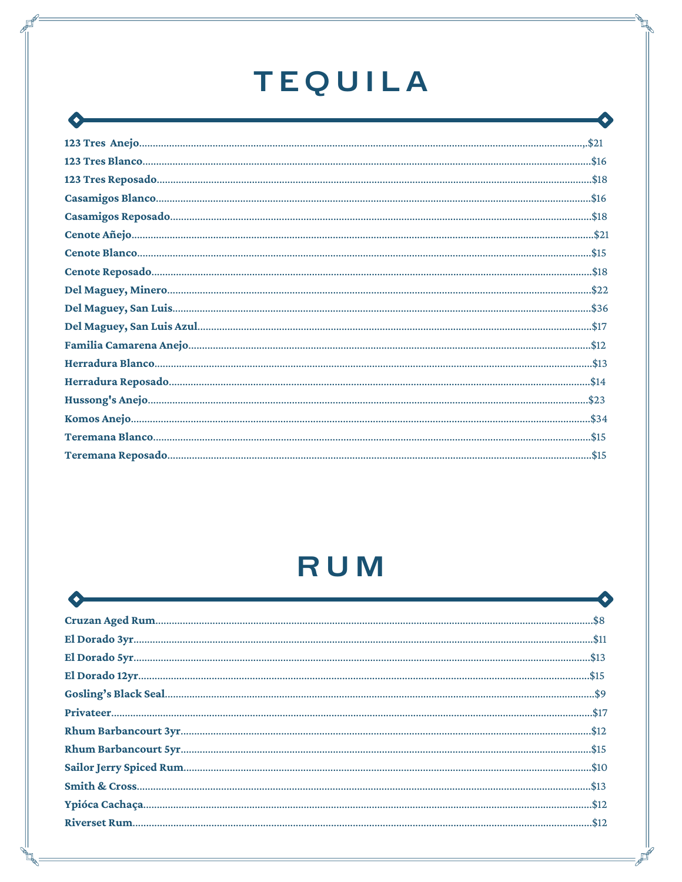# TEQUILA

**123 Tres  Anejo**.................................................................,$21
**123 Tres Blanco**.................................................................$16
**123 Tres Reposado**.................................................................$18
**Casamigos Blanco**.................................................................$16
**Casamigos Reposado**.................................................................$18
**Cenote Añejo**.................................................................$21
**Cenote Blanco**.................................................................$15
**Cenote Reposado**.................................................................$18
**Del Maguey, Minero**.................................................................$22
**Del Maguey, San Luis**.................................................................$36
**Del Maguey, San Luis Azul**.................................................................$17
**Familia Camarena Anejo**.................................................................$12
**Herradura Blanco**.................................................................$13
**Herradura Reposado**.................................................................$14
**Hussong's Anejo**.................................................................$23
**Komos Anejo**.................................................................$34
**Teremana Blanco**.................................................................$15
**Teremana Reposado**.................................................................$15

# RUM

**Cruzan Aged Rum**.................................................................$8
**El Dorado 3yr**.................................................................$11
**El Dorado 5yr**.................................................................$13
**El Dorado 12yr**.................................................................$15
**Gosling's Black Seal**.................................................................$9
**Privateer**.................................................................$17
**Rhum Barbancourt 3yr**.................................................................$12
**Rhum Barbancourt 5yr**.................................................................$15
**Sailor Jerry Spiced Rum**.................................................................$10
**Smith & Cross**.................................................................$13
**Ypióca Cachaça**.................................................................$12
**Riverset Rum**.................................................................$12